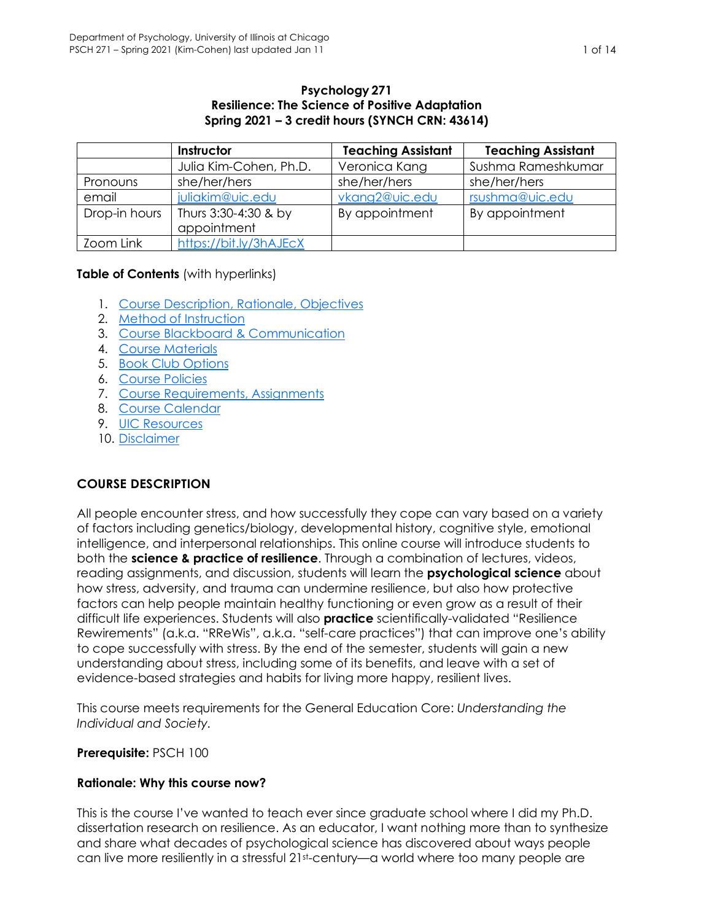**Psychology 271**
**Resilience: The Science of Positive Adaptation**
**Spring 2021 – 3 credit hours (SYNCH CRN: 43614)**

| | Instructor | Teaching Assistant | Teaching Assistant |
|---|---|---|---|
| | Julia Kim-Cohen, Ph.D. | Veronica Kang | Sushma Rameshkumar |
| Pronouns | she/her/hers | she/her/hers | she/her/hers |
| email | juliakim@uic.edu | vkang2@uic.edu | rsushma@uic.edu |
| Drop-in hours | Thurs 3:30-4:30 & by appointment | By appointment | By appointment |
| Zoom Link | https://bit.ly/3hAJEcX | | |

**Table of Contents** (with hyperlinks)

1. Course Description, Rationale, Objectives
2. Method of Instruction
3. Course Blackboard & Communication
4. Course Materials
5. Book Club Options
6. Course Policies
7. Course Requirements, Assignments
8. Course Calendar
9. UIC Resources
10. Disclaimer

## COURSE DESCRIPTION

All people encounter stress, and how successfully they cope can vary based on a variety of factors including genetics/biology, developmental history, cognitive style, emotional intelligence, and interpersonal relationships. This online course will introduce students to both the **science & practice of resilience**. Through a combination of lectures, videos, reading assignments, and discussion, students will learn the **psychological science** about how stress, adversity, and trauma can undermine resilience, but also how protective factors can help people maintain healthy functioning or even grow as a result of their difficult life experiences. Students will also **practice** scientifically-validated "Resilience Rewirements" (a.k.a. "RReWis", a.k.a. "self-care practices") that can improve one's ability to cope successfully with stress. By the end of the semester, students will gain a new understanding about stress, including some of its benefits, and leave with a set of evidence-based strategies and habits for living more happy, resilient lives.

This course meets requirements for the General Education Core: *Understanding the Individual and Society.*

**Prerequisite:** PSCH 100

### Rationale: Why this course now?

This is the course I've wanted to teach ever since graduate school where I did my Ph.D. dissertation research on resilience. As an educator, I want nothing more than to synthesize and share what decades of psychological science has discovered about ways people can live more resiliently in a stressful 21st-century—a world where too many people are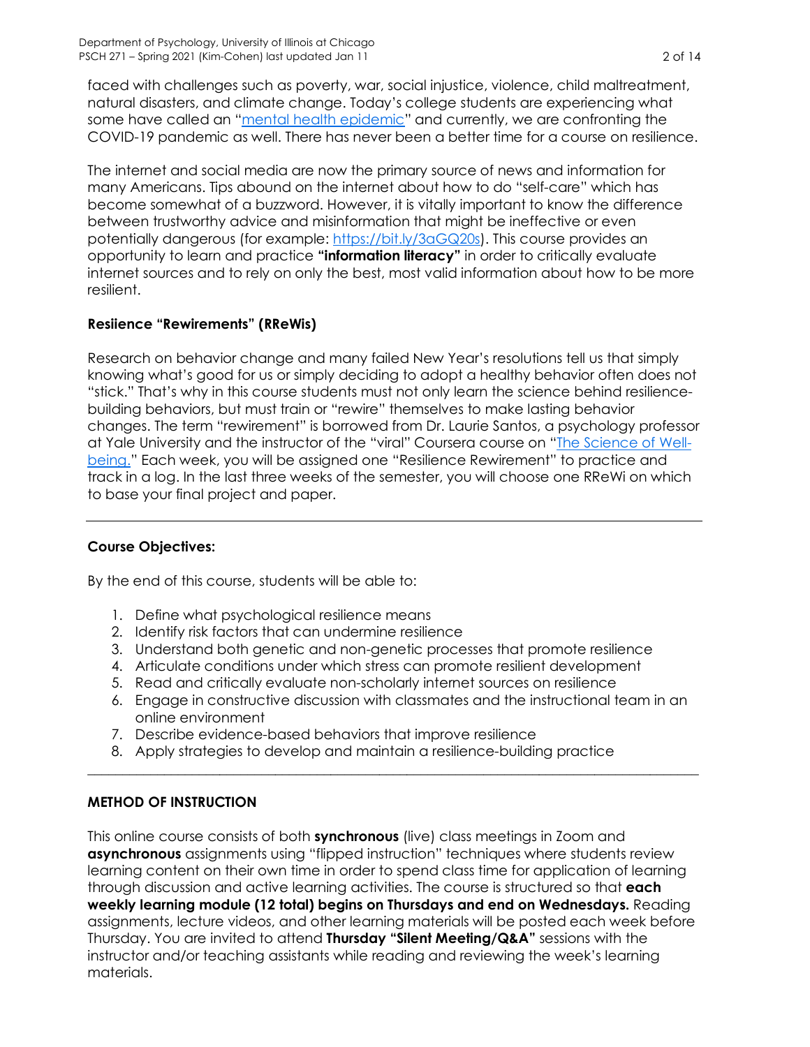faced with challenges such as poverty, war, social injustice, violence, child maltreatment, natural disasters, and climate change. Today's college students are experiencing what some have called an "mental health epidemic" and currently, we are confronting the COVID-19 pandemic as well. There has never been a better time for a course on resilience.

The internet and social media are now the primary source of news and information for many Americans. Tips abound on the internet about how to do "self-care" which has become somewhat of a buzzword. However, it is vitally important to know the difference between trustworthy advice and misinformation that might be ineffective or even potentially dangerous (for example: https://bit.ly/3aGQ20s). This course provides an opportunity to learn and practice **"information literacy"** in order to critically evaluate internet sources and to rely on only the best, most valid information about how to be more resilient.

### Resiience "Rewirements" (RReWis)

Research on behavior change and many failed New Year's resolutions tell us that simply knowing what's good for us or simply deciding to adopt a healthy behavior often does not "stick." That's why in this course students must not only learn the science behind resilience-building behaviors, but must train or "rewire" themselves to make lasting behavior changes. The term "rewirement" is borrowed from Dr. Laurie Santos, a psychology professor at Yale University and the instructor of the "viral" Coursera course on "The Science of Well-being." Each week, you will be assigned one "Resilience Rewirement" to practice and track in a log. In the last three weeks of the semester, you will choose one RReWi on which to base your final project and paper.

---

### Course Objectives:

By the end of this course, students will be able to:

1. Define what psychological resilience means
2. Identify risk factors that can undermine resilience
3. Understand both genetic and non-genetic processes that promote resilience
4. Articulate conditions under which stress can promote resilient development
5. Read and critically evaluate non-scholarly internet sources on resilience
6. Engage in constructive discussion with classmates and the instructional team in an online environment
7. Describe evidence-based behaviors that improve resilience
8. Apply strategies to develop and maintain a resilience-building practice

---

## METHOD OF INSTRUCTION

This online course consists of both **synchronous** (live) class meetings in Zoom and **asynchronous** assignments using "flipped instruction" techniques where students review learning content on their own time in order to spend class time for application of learning through discussion and active learning activities. The course is structured so that **each weekly learning module (12 total) begins on Thursdays and end on Wednesdays.** Reading assignments, lecture videos, and other learning materials will be posted each week before Thursday. You are invited to attend **Thursday "Silent Meeting/Q&A"** sessions with the instructor and/or teaching assistants while reading and reviewing the week's learning materials.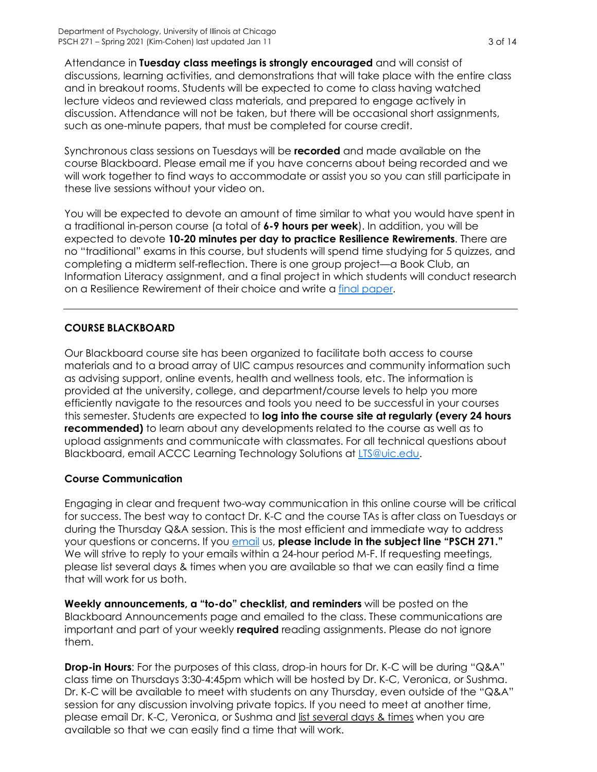Attendance in **Tuesday class meetings is strongly encouraged** and will consist of discussions, learning activities, and demonstrations that will take place with the entire class and in breakout rooms. Students will be expected to come to class having watched lecture videos and reviewed class materials, and prepared to engage actively in discussion. Attendance will not be taken, but there will be occasional short assignments, such as one-minute papers, that must be completed for course credit.

Synchronous class sessions on Tuesdays will be **recorded** and made available on the course Blackboard. Please email me if you have concerns about being recorded and we will work together to find ways to accommodate or assist you so you can still participate in these live sessions without your video on.

You will be expected to devote an amount of time similar to what you would have spent in a traditional in-person course (a total of **6-9 hours per week**). In addition, you will be expected to devote **10-20 minutes per day to practice Resilience Rewirements**. There are no "traditional" exams in this course, but students will spend time studying for 5 quizzes, and completing a midterm self-reflection. There is one group project—a Book Club, an Information Literacy assignment, and a final project in which students will conduct research on a Resilience Rewirement of their choice and write a final paper.

---

## COURSE BLACKBOARD

Our Blackboard course site has been organized to facilitate both access to course materials and to a broad array of UIC campus resources and community information such as advising support, online events, health and wellness tools, etc. The information is provided at the university, college, and department/course levels to help you more efficiently navigate to the resources and tools you need to be successful in your courses this semester. Students are expected to **log into the course site at regularly (every 24 hours recommended)** to learn about any developments related to the course as well as to upload assignments and communicate with classmates. For all technical questions about Blackboard, email ACCC Learning Technology Solutions at LTS@uic.edu.

### Course Communication

Engaging in clear and frequent two-way communication in this online course will be critical for success. The best way to contact Dr. K-C and the course TAs is after class on Tuesdays or during the Thursday Q&A session. This is the most efficient and immediate way to address your questions or concerns. If you email us, **please include in the subject line "PSCH 271."** We will strive to reply to your emails within a 24-hour period M-F. If requesting meetings, please list several days & times when you are available so that we can easily find a time that will work for us both.

**Weekly announcements, a "to-do" checklist, and reminders** will be posted on the Blackboard Announcements page and emailed to the class. These communications are important and part of your weekly **required** reading assignments. Please do not ignore them.

**Drop-in Hours**: For the purposes of this class, drop-in hours for Dr. K-C will be during "Q&A" class time on Thursdays 3:30-4:45pm which will be hosted by Dr. K-C, Veronica, or Sushma. Dr. K-C will be available to meet with students on any Thursday, even outside of the "Q&A" session for any discussion involving private topics. If you need to meet at another time, please email Dr. K-C, Veronica, or Sushma and list several days & times when you are available so that we can easily find a time that will work.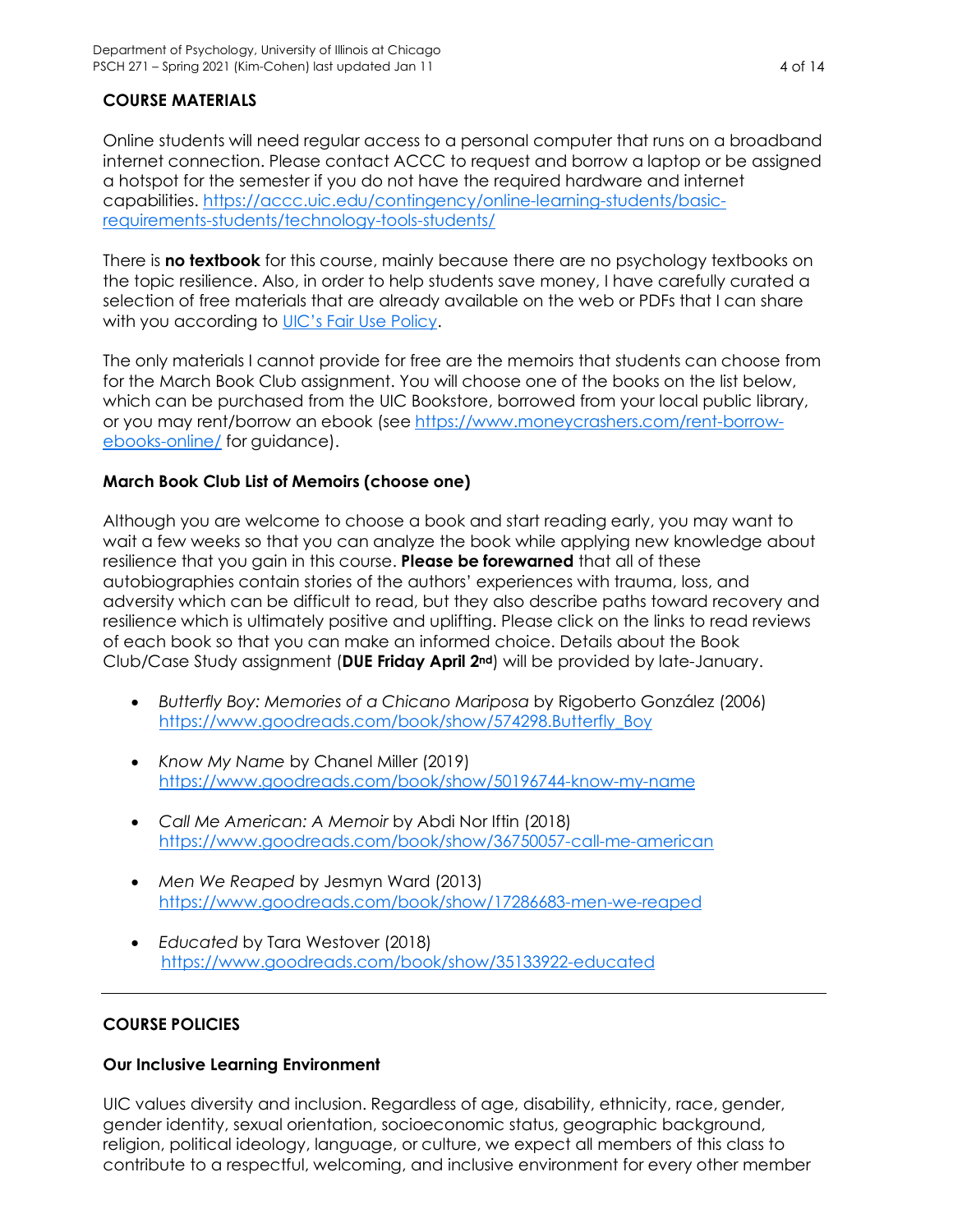## COURSE MATERIALS

Online students will need regular access to a personal computer that runs on a broadband internet connection. Please contact ACCC to request and borrow a laptop or be assigned a hotspot for the semester if you do not have the required hardware and internet capabilities. https://accc.uic.edu/contingency/online-learning-students/basic-requirements-students/technology-tools-students/

There is **no textbook** for this course, mainly because there are no psychology textbooks on the topic resilience. Also, in order to help students save money, I have carefully curated a selection of free materials that are already available on the web or PDFs that I can share with you according to UIC's Fair Use Policy.

The only materials I cannot provide for free are the memoirs that students can choose from for the March Book Club assignment. You will choose one of the books on the list below, which can be purchased from the UIC Bookstore, borrowed from your local public library, or you may rent/borrow an ebook (see https://www.moneycrashers.com/rent-borrow-ebooks-online/ for guidance).

### March Book Club List of Memoirs (choose one)

Although you are welcome to choose a book and start reading early, you may want to wait a few weeks so that you can analyze the book while applying new knowledge about resilience that you gain in this course. **Please be forewarned** that all of these autobiographies contain stories of the authors' experiences with trauma, loss, and adversity which can be difficult to read, but they also describe paths toward recovery and resilience which is ultimately positive and uplifting. Please click on the links to read reviews of each book so that you can make an informed choice. Details about the Book Club/Case Study assignment (**DUE Friday April 2nd**) will be provided by late-January.

- *Butterfly Boy: Memories of a Chicano Mariposa* by Rigoberto González (2006) https://www.goodreads.com/book/show/574298.Butterfly_Boy
- *Know My Name* by Chanel Miller (2019) https://www.goodreads.com/book/show/50196744-know-my-name
- *Call Me American: A Memoir* by Abdi Nor Iftin (2018) https://www.goodreads.com/book/show/36750057-call-me-american
- *Men We Reaped* by Jesmyn Ward (2013) https://www.goodreads.com/book/show/17286683-men-we-reaped
- *Educated* by Tara Westover (2018) https://www.goodreads.com/book/show/35133922-educated

---

## COURSE POLICIES

### Our Inclusive Learning Environment

UIC values diversity and inclusion. Regardless of age, disability, ethnicity, race, gender, gender identity, sexual orientation, socioeconomic status, geographic background, religion, political ideology, language, or culture, we expect all members of this class to contribute to a respectful, welcoming, and inclusive environment for every other member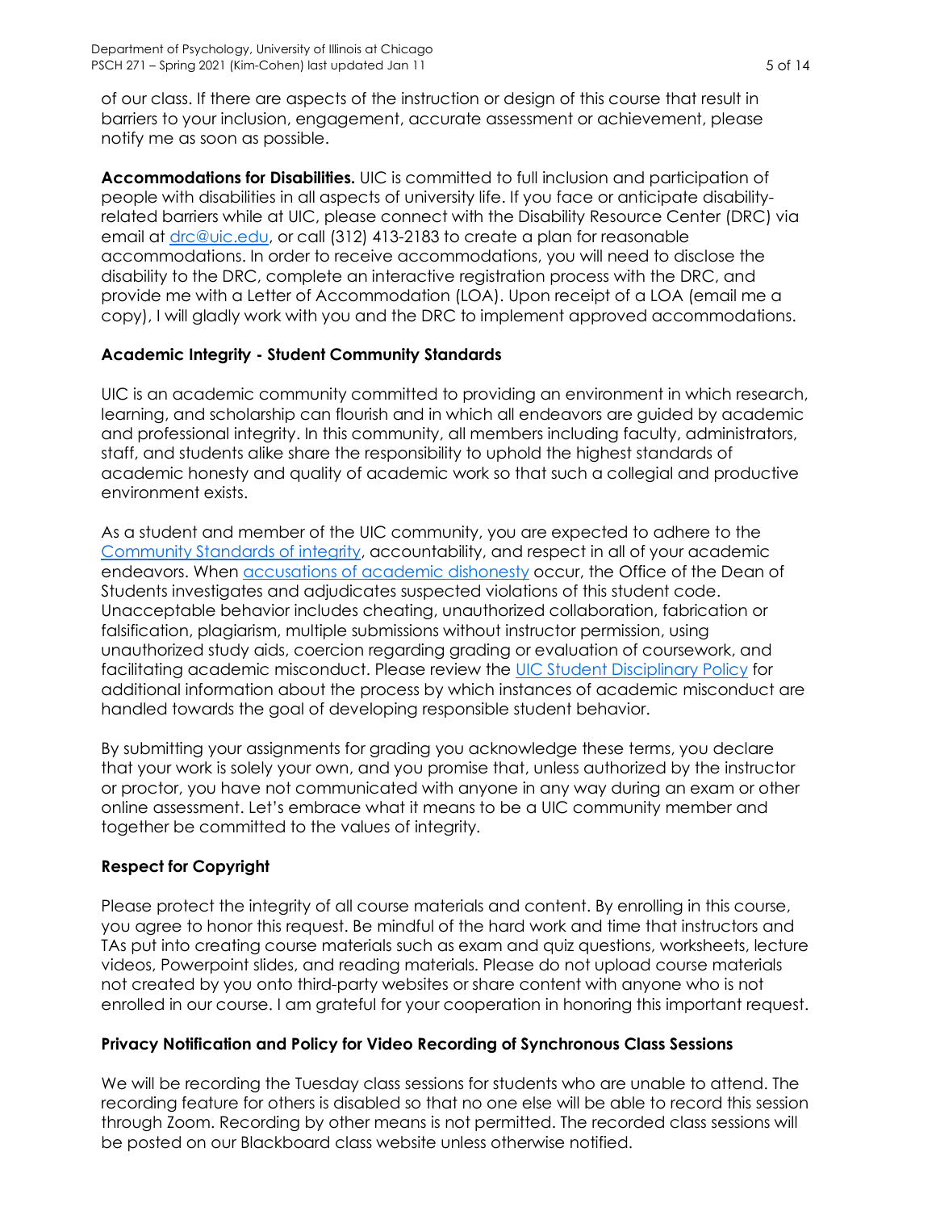of our class. If there are aspects of the instruction or design of this course that result in barriers to your inclusion, engagement, accurate assessment or achievement, please notify me as soon as possible.

**Accommodations for Disabilities.** UIC is committed to full inclusion and participation of people with disabilities in all aspects of university life. If you face or anticipate disability-related barriers while at UIC, please connect with the Disability Resource Center (DRC) via email at [drc@uic.edu](mailto:drc@uic.edu), or call (312) 413-2183 to create a plan for reasonable accommodations. In order to receive accommodations, you will need to disclose the disability to the DRC, complete an interactive registration process with the DRC, and provide me with a Letter of Accommodation (LOA). Upon receipt of a LOA (email me a copy), I will gladly work with you and the DRC to implement approved accommodations.

## Academic Integrity - Student Community Standards

UIC is an academic community committed to providing an environment in which research, learning, and scholarship can flourish and in which all endeavors are guided by academic and professional integrity. In this community, all members including faculty, administrators, staff, and students alike share the responsibility to uphold the highest standards of academic honesty and quality of academic work so that such a collegial and productive environment exists.

As a student and member of the UIC community, you are expected to adhere to the Community Standards of integrity, accountability, and respect in all of your academic endeavors. When accusations of academic dishonesty occur, the Office of the Dean of Students investigates and adjudicates suspected violations of this student code. Unacceptable behavior includes cheating, unauthorized collaboration, fabrication or falsification, plagiarism, multiple submissions without instructor permission, using unauthorized study aids, coercion regarding grading or evaluation of coursework, and facilitating academic misconduct. Please review the UIC Student Disciplinary Policy for additional information about the process by which instances of academic misconduct are handled towards the goal of developing responsible student behavior.

By submitting your assignments for grading you acknowledge these terms, you declare that your work is solely your own, and you promise that, unless authorized by the instructor or proctor, you have not communicated with anyone in any way during an exam or other online assessment. Let's embrace what it means to be a UIC community member and together be committed to the values of integrity.

## Respect for Copyright

Please protect the integrity of all course materials and content. By enrolling in this course, you agree to honor this request. Be mindful of the hard work and time that instructors and TAs put into creating course materials such as exam and quiz questions, worksheets, lecture videos, Powerpoint slides, and reading materials. Please do not upload course materials not created by you onto third-party websites or share content with anyone who is not enrolled in our course. I am grateful for your cooperation in honoring this important request.

## Privacy Notification and Policy for Video Recording of Synchronous Class Sessions

We will be recording the Tuesday class sessions for students who are unable to attend. The recording feature for others is disabled so that no one else will be able to record this session through Zoom. Recording by other means is not permitted. The recorded class sessions will be posted on our Blackboard class website unless otherwise notified.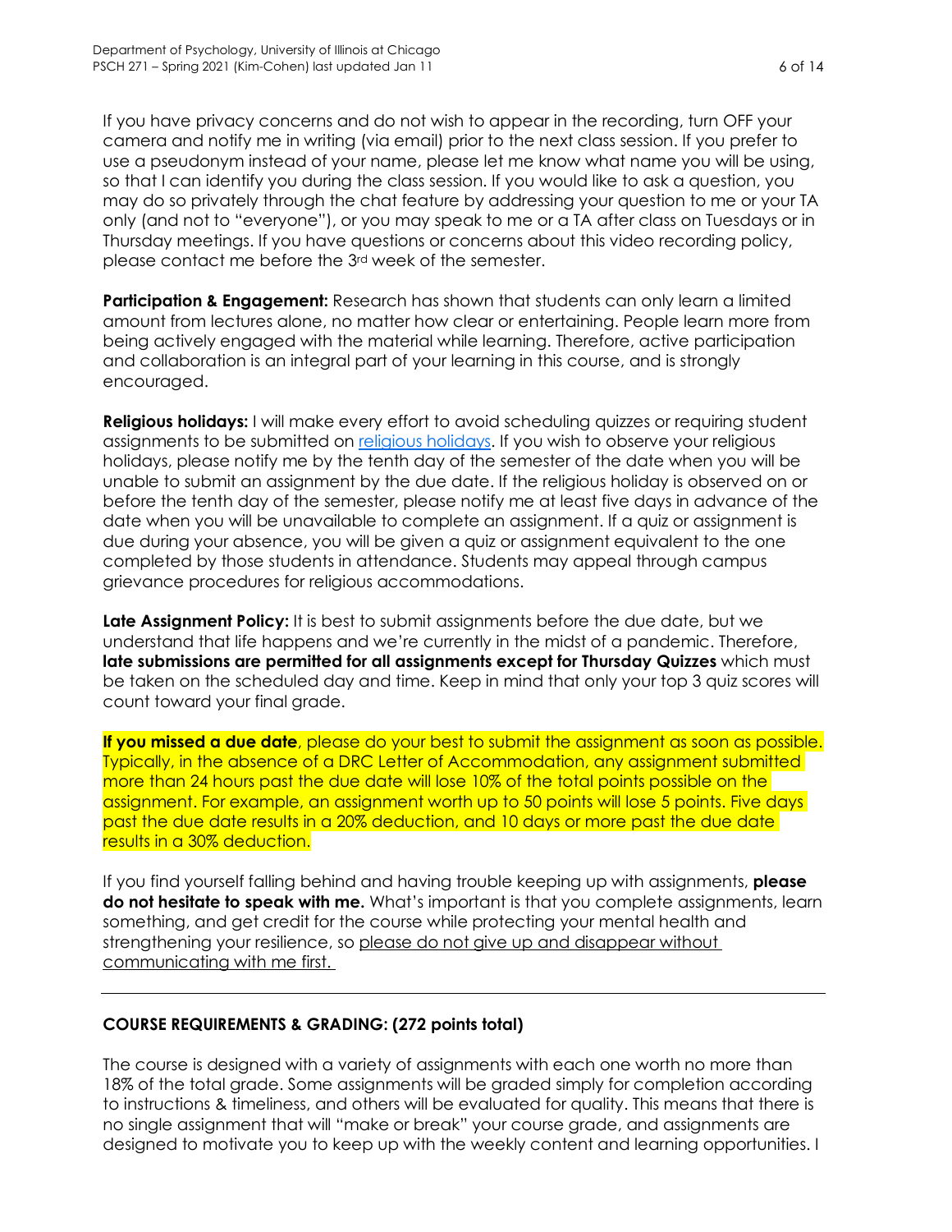If you have privacy concerns and do not wish to appear in the recording, turn OFF your camera and notify me in writing (via email) prior to the next class session. If you prefer to use a pseudonym instead of your name, please let me know what name you will be using, so that I can identify you during the class session. If you would like to ask a question, you may do so privately through the chat feature by addressing your question to me or your TA only (and not to "everyone"), or you may speak to me or a TA after class on Tuesdays or in Thursday meetings. If you have questions or concerns about this video recording policy, please contact me before the 3rd week of the semester.

**Participation & Engagement:** Research has shown that students can only learn a limited amount from lectures alone, no matter how clear or entertaining. People learn more from being actively engaged with the material while learning. Therefore, active participation and collaboration is an integral part of your learning in this course, and is strongly encouraged.

**Religious holidays:** I will make every effort to avoid scheduling quizzes or requiring student assignments to be submitted on religious holidays. If you wish to observe your religious holidays, please notify me by the tenth day of the semester of the date when you will be unable to submit an assignment by the due date. If the religious holiday is observed on or before the tenth day of the semester, please notify me at least five days in advance of the date when you will be unavailable to complete an assignment. If a quiz or assignment is due during your absence, you will be given a quiz or assignment equivalent to the one completed by those students in attendance. Students may appeal through campus grievance procedures for religious accommodations.

**Late Assignment Policy:** It is best to submit assignments before the due date, but we understand that life happens and we're currently in the midst of a pandemic. Therefore, **late submissions are permitted for all assignments except for Thursday Quizzes** which must be taken on the scheduled day and time. Keep in mind that only your top 3 quiz scores will count toward your final grade.

**If you missed a due date**, please do your best to submit the assignment as soon as possible. Typically, in the absence of a DRC Letter of Accommodation, any assignment submitted more than 24 hours past the due date will lose 10% of the total points possible on the assignment. For example, an assignment worth up to 50 points will lose 5 points. Five days past the due date results in a 20% deduction, and 10 days or more past the due date results in a 30% deduction.

If you find yourself falling behind and having trouble keeping up with assignments, **please do not hesitate to speak with me.** What's important is that you complete assignments, learn something, and get credit for the course while protecting your mental health and strengthening your resilience, so please do not give up and disappear without communicating with me first.

---

## COURSE REQUIREMENTS & GRADING: (272 points total)

The course is designed with a variety of assignments with each one worth no more than 18% of the total grade. Some assignments will be graded simply for completion according to instructions & timeliness, and others will be evaluated for quality. This means that there is no single assignment that will "make or break" your course grade, and assignments are designed to motivate you to keep up with the weekly content and learning opportunities. I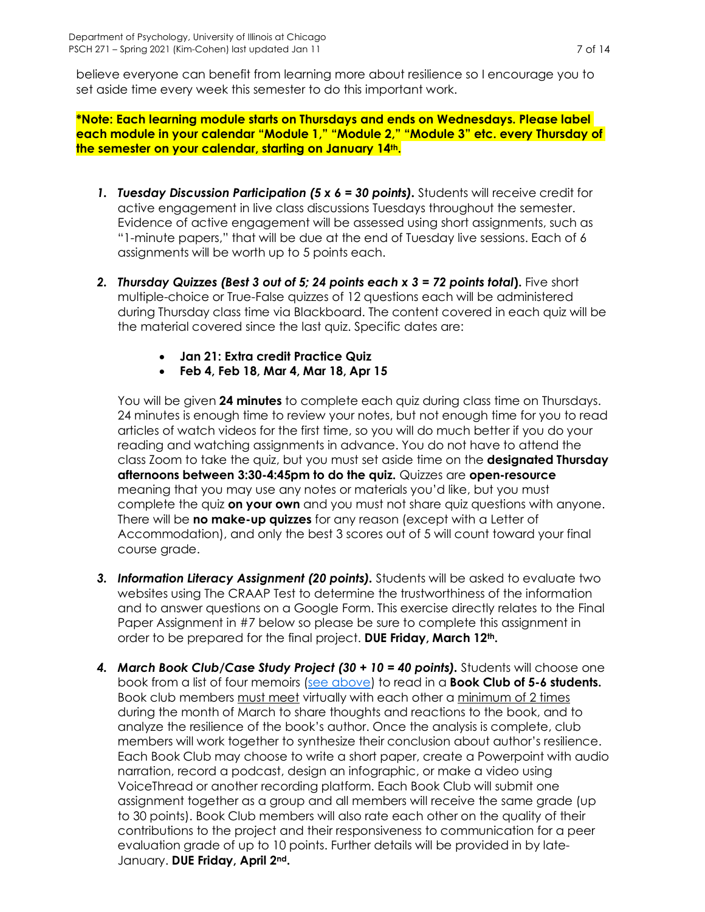believe everyone can benefit from learning more about resilience so I encourage you to set aside time every week this semester to do this important work.

**\*Note: Each learning module starts on Thursdays and ends on Wednesdays. Please label each module in your calendar "Module 1," "Module 2," "Module 3" etc. every Thursday of the semester on your calendar, starting on January 14th.**

1. ***Tuesday Discussion Participation (5 x 6 = 30 points).*** Students will receive credit for active engagement in live class discussions Tuesdays throughout the semester. Evidence of active engagement will be assessed using short assignments, such as "1-minute papers," that will be due at the end of Tuesday live sessions. Each of 6 assignments will be worth up to 5 points each.

2. ***Thursday Quizzes (Best 3 out of 5; 24 points each x 3 = 72 points total).*** Five short multiple-choice or True-False quizzes of 12 questions each will be administered during Thursday class time via Blackboard. The content covered in each quiz will be the material covered since the last quiz. Specific dates are:

   - **Jan 21: Extra credit Practice Quiz**
   - **Feb 4, Feb 18, Mar 4, Mar 18, Apr 15**

   You will be given **24 minutes** to complete each quiz during class time on Thursdays. 24 minutes is enough time to review your notes, but not enough time for you to read articles of watch videos for the first time, so you will do much better if you do your reading and watching assignments in advance. You do not have to attend the class Zoom to take the quiz, but you must set aside time on the **designated Thursday afternoons between 3:30-4:45pm to do the quiz.** Quizzes are **open-resource** meaning that you may use any notes or materials you'd like, but you must complete the quiz **on your own** and you must not share quiz questions with anyone. There will be **no make-up quizzes** for any reason (except with a Letter of Accommodation), and only the best 3 scores out of 5 will count toward your final course grade.

3. ***Information Literacy Assignment (20 points).*** Students will be asked to evaluate two websites using The CRAAP Test to determine the trustworthiness of the information and to answer questions on a Google Form. This exercise directly relates to the Final Paper Assignment in #7 below so please be sure to complete this assignment in order to be prepared for the final project. **DUE Friday, March 12th.**

4. ***March Book Club/Case Study Project (30 + 10 = 40 points).*** Students will choose one book from a list of four memoirs (see above) to read in a **Book Club of 5-6 students.** Book club members must meet virtually with each other a minimum of 2 times during the month of March to share thoughts and reactions to the book, and to analyze the resilience of the book's author. Once the analysis is complete, club members will work together to synthesize their conclusion about author's resilience. Each Book Club may choose to write a short paper, create a Powerpoint with audio narration, record a podcast, design an infographic, or make a video using VoiceThread or another recording platform. Each Book Club will submit one assignment together as a group and all members will receive the same grade (up to 30 points). Book Club members will also rate each other on the quality of their contributions to the project and their responsiveness to communication for a peer evaluation grade of up to 10 points. Further details will be provided in by late-January. **DUE Friday, April 2nd.**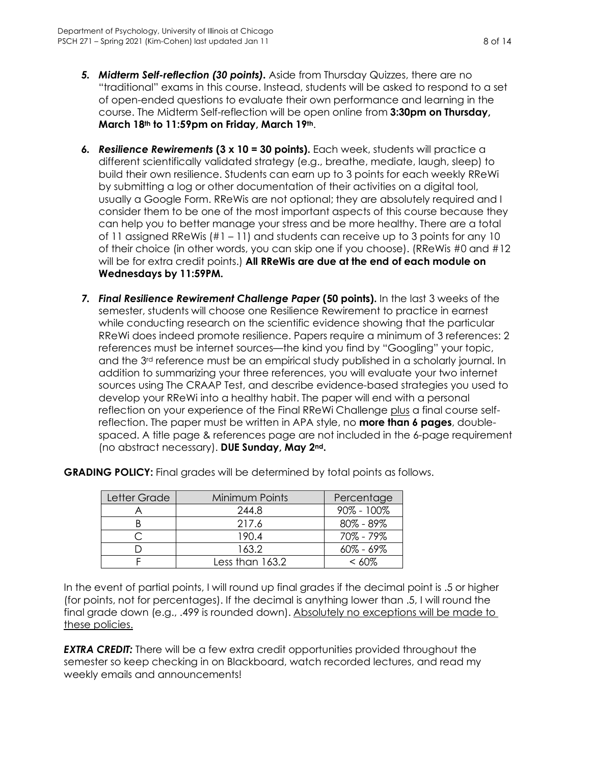5. ***Midterm Self-reflection (30 points).*** Aside from Thursday Quizzes, there are no "traditional" exams in this course. Instead, students will be asked to respond to a set of open-ended questions to evaluate their own performance and learning in the course. The Midterm Self-reflection will be open online from **3:30pm on Thursday, March 18th to 11:59pm on Friday, March 19th**.

6. ***Resilience Rewirements* (3 x 10 = 30 points).** Each week, students will practice a different scientifically validated strategy (e.g., breathe, mediate, laugh, sleep) to build their own resilience. Students can earn up to 3 points for each weekly RReWi by submitting a log or other documentation of their activities on a digital tool, usually a Google Form. RReWis are not optional; they are absolutely required and I consider them to be one of the most important aspects of this course because they can help you to better manage your stress and be more healthy. There are a total of 11 assigned RReWis (#1 – 11) and students can receive up to 3 points for any 10 of their choice (in other words, you can skip one if you choose). (RReWis #0 and #12 will be for extra credit points.) **All RReWis are due at the end of each module on Wednesdays by 11:59PM.**

7. ***Final Resilience Rewirement Challenge Paper* (50 points).** In the last 3 weeks of the semester, students will choose one Resilience Rewirement to practice in earnest while conducting research on the scientific evidence showing that the particular RReWi does indeed promote resilience. Papers require a minimum of 3 references: 2 references must be internet sources—the kind you find by "Googling" your topic, and the 3rd reference must be an empirical study published in a scholarly journal. In addition to summarizing your three references, you will evaluate your two internet sources using The CRAAP Test, and describe evidence-based strategies you used to develop your RReWi into a healthy habit. The paper will end with a personal reflection on your experience of the Final RReWi Challenge <u>plus</u> a final course self-reflection. The paper must be written in APA style, no **more than 6 pages**, double-spaced. A title page & references page are not included in the 6-page requirement (no abstract necessary). **DUE Sunday, May 2nd.**

**GRADING POLICY:** Final grades will be determined by total points as follows.

| Letter Grade | Minimum Points | Percentage |
|---|---|---|
| A | 244.8 | 90% - 100% |
| B | 217.6 | 80% - 89% |
| C | 190.4 | 70% - 79% |
| D | 163.2 | 60% - 69% |
| F | Less than 163.2 | < 60% |

In the event of partial points, I will round up final grades if the decimal point is .5 or higher (for points, not for percentages). If the decimal is anything lower than .5, I will round the final grade down (e.g., .499 is rounded down). <u>Absolutely no exceptions will be made to these policies.</u>

***EXTRA CREDIT:*** There will be a few extra credit opportunities provided throughout the semester so keep checking in on Blackboard, watch recorded lectures, and read my weekly emails and announcements!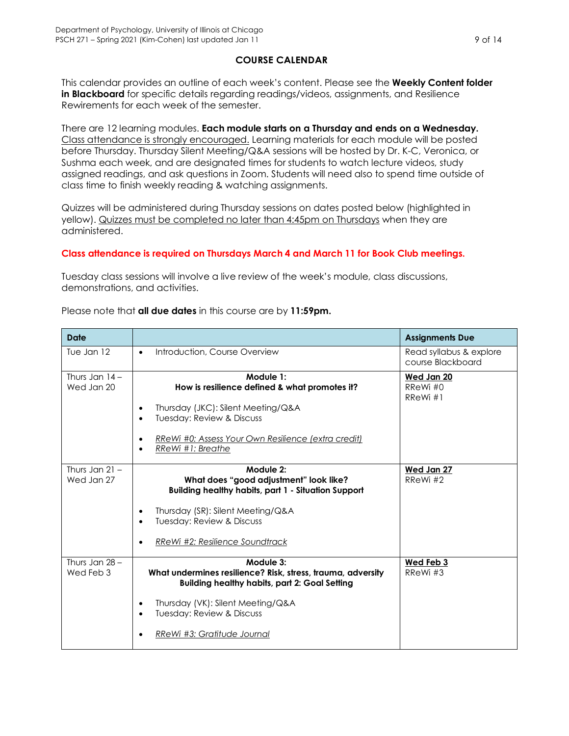## COURSE CALENDAR

This calendar provides an outline of each week's content. Please see the **Weekly Content folder in Blackboard** for specific details regarding readings/videos, assignments, and Resilience Rewirements for each week of the semester.

There are 12 learning modules. **Each module starts on a Thursday and ends on a Wednesday.** Class attendance is strongly encouraged. Learning materials for each module will be posted before Thursday. Thursday Silent Meeting/Q&A sessions will be hosted by Dr. K-C, Veronica, or Sushma each week, and are designated times for students to watch lecture videos, study assigned readings, and ask questions in Zoom. Students will need also to spend time outside of class time to finish weekly reading & watching assignments.

Quizzes will be administered during Thursday sessions on dates posted below (highlighted in yellow). Quizzes must be completed no later than 4:45pm on Thursdays when they are administered.

**Class attendance is required on Thursdays March 4 and March 11 for Book Club meetings.**

Tuesday class sessions will involve a live review of the week's module, class discussions, demonstrations, and activities.

Please note that **all due dates** in this course are by **11:59pm.**

| Date | | Assignments Due |
|---|---|---|
| Tue Jan 12 | • Introduction, Course Overview | Read syllabus & explore course Blackboard |
| Thurs Jan 14 – Wed Jan 20 | **Module 1: How is resilience defined & what promotes it?**<br>• Thursday (JKC): Silent Meeting/Q&A<br>• Tuesday: Review & Discuss<br>• *RReWi #0: Assess Your Own Resilience (extra credit)*<br>• *RReWi #1: Breathe* | **Wed Jan 20**<br>RReWi #0<br>RReWi #1 |
| Thurs Jan 21 – Wed Jan 27 | **Module 2: What does "good adjustment" look like? Building healthy habits, part 1 - Situation Support**<br>• Thursday (SR): Silent Meeting/Q&A<br>• Tuesday: Review & Discuss<br>• *RReWi #2: Resilience Soundtrack* | **Wed Jan 27**<br>RReWi #2 |
| Thurs Jan 28 – Wed Feb 3 | **Module 3: What undermines resilience? Risk, stress, trauma, adversity Building healthy habits, part 2: Goal Setting**<br>• Thursday (VK): Silent Meeting/Q&A<br>• Tuesday: Review & Discuss<br>• *RReWi #3: Gratitude Journal* | **Wed Feb 3**<br>RReWi #3 |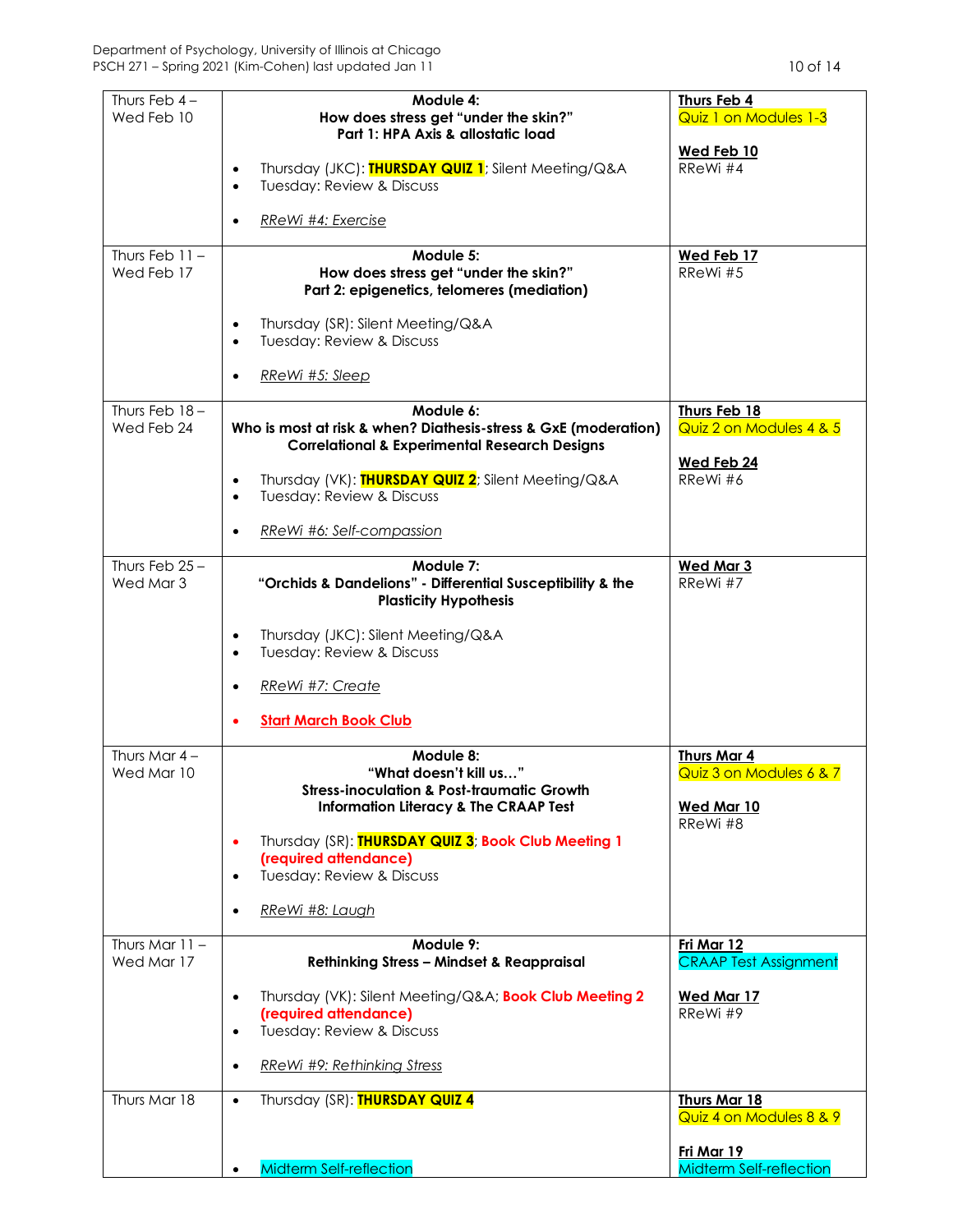| Dates | Module | Due |
|---|---|---|
| Thurs Feb 4 – Wed Feb 10 | **Module 4: How does stress get "under the skin?" Part 1: HPA Axis & allostatic load**<br>• Thursday (JKC): **THURSDAY QUIZ 1**; Silent Meeting/Q&A<br>• Tuesday: Review & Discuss<br>• *RReWi #4: Exercise* | **Thurs Feb 4**<br>Quiz 1 on Modules 1-3<br>**Wed Feb 10**<br>RReWi #4 |
| Thurs Feb 11 – Wed Feb 17 | **Module 5: How does stress get "under the skin?" Part 2: epigenetics, telomeres (mediation)**<br>• Thursday (SR): Silent Meeting/Q&A<br>• Tuesday: Review & Discuss<br>• *RReWi #5: Sleep* | **Wed Feb 17**<br>RReWi #5 |
| Thurs Feb 18 – Wed Feb 24 | **Module 6: Who is most at risk & when? Diathesis-stress & GxE (moderation) Correlational & Experimental Research Designs**<br>• Thursday (VK): **THURSDAY QUIZ 2**; Silent Meeting/Q&A<br>• Tuesday: Review & Discuss<br>• *RReWi #6: Self-compassion* | **Thurs Feb 18**<br>Quiz 2 on Modules 4 & 5<br>**Wed Feb 24**<br>RReWi #6 |
| Thurs Feb 25 – Wed Mar 3 | **Module 7: "Orchids & Dandelions" - Differential Susceptibility & the Plasticity Hypothesis**<br>• Thursday (JKC): Silent Meeting/Q&A<br>• Tuesday: Review & Discuss<br>• *RReWi #7: Create*<br>• **Start March Book Club** | **Wed Mar 3**<br>RReWi #7 |
| Thurs Mar 4 – Wed Mar 10 | **Module 8: "What doesn't kill us…" Stress-inoculation & Post-traumatic Growth Information Literacy & The CRAAP Test**<br>• Thursday (SR): **THURSDAY QUIZ 3**; **Book Club Meeting 1 (required attendance)**<br>• Tuesday: Review & Discuss<br>• *RReWi #8: Laugh* | **Thurs Mar 4**<br>Quiz 3 on Modules 6 & 7<br>**Wed Mar 10**<br>RReWi #8 |
| Thurs Mar 11 – Wed Mar 17 | **Module 9: Rethinking Stress – Mindset & Reappraisal**<br>• Thursday (VK): Silent Meeting/Q&A; **Book Club Meeting 2 (required attendance)**<br>• Tuesday: Review & Discuss<br>• *RReWi #9: Rethinking Stress* | **Fri Mar 12**<br>CRAAP Test Assignment<br>**Wed Mar 17**<br>RReWi #9 |
| Thurs Mar 18 | • Thursday (SR): **THURSDAY QUIZ 4**<br>• Midterm Self-reflection | **Thurs Mar 18**<br>Quiz 4 on Modules 8 & 9<br>**Fri Mar 19**<br>Midterm Self-reflection |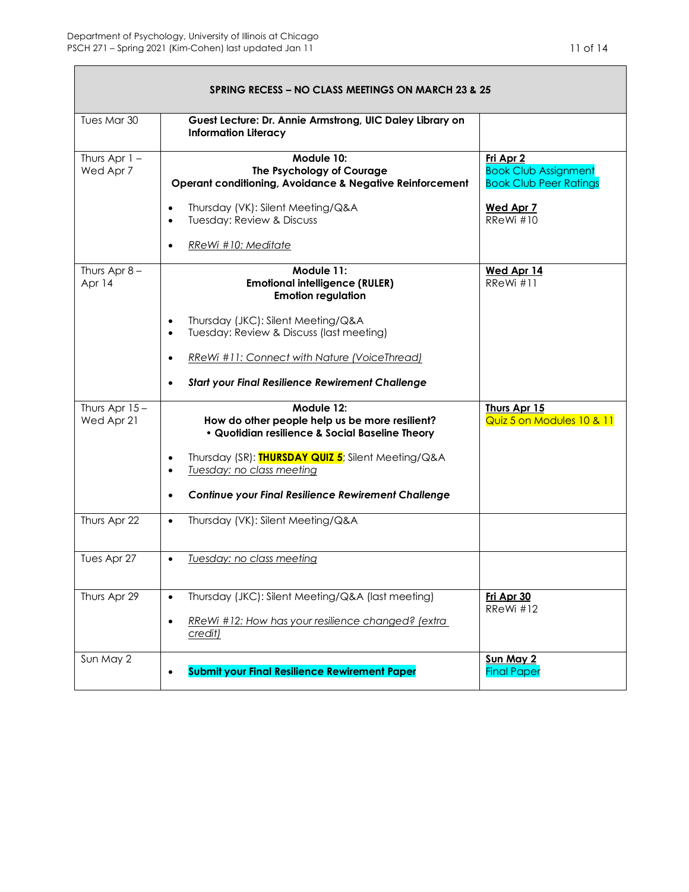| SPRING RECESS – NO CLASS MEETINGS ON MARCH 23 & 25 | | |
|---|---|---|
| Tues Mar 30 | **Guest Lecture: Dr. Annie Armstrong, UIC Daley Library on Information Literacy** | |
| Thurs Apr 1 – Wed Apr 7 | **Module 10:**<br>**The Psychology of Courage**<br>**Operant conditioning, Avoidance & Negative Reinforcement**<br>• Thursday (VK): Silent Meeting/Q&A<br>• Tuesday: Review & Discuss<br>• *RReWi #10: Meditate* | **Fri Apr 2**<br>Book Club Assignment<br>Book Club Peer Ratings<br>**Wed Apr 7**<br>RReWi #10 |
| Thurs Apr 8 – Apr 14 | **Module 11:**<br>**Emotional intelligence (RULER)**<br>**Emotion regulation**<br>• Thursday (JKC): Silent Meeting/Q&A<br>• Tuesday: Review & Discuss (last meeting)<br>• *RReWi #11: Connect with Nature (VoiceThread)*<br>• ***Start your Final Resilience Rewirement Challenge*** | **Wed Apr 14**<br>RReWi #11 |
| Thurs Apr 15 – Wed Apr 21 | **Module 12:**<br>**How do other people help us be more resilient?**<br>**• Quotidian resilience & Social Baseline Theory**<br>• Thursday (SR): **THURSDAY QUIZ 5**; Silent Meeting/Q&A<br>• *Tuesday: no class meeting*<br>• ***Continue your Final Resilience Rewirement Challenge*** | **Thurs Apr 15**<br>Quiz 5 on Modules 10 & 11 |
| Thurs Apr 22 | • Thursday (VK): Silent Meeting/Q&A | |
| Tues Apr 27 | • *Tuesday: no class meeting* | |
| Thurs Apr 29 | • Thursday (JKC): Silent Meeting/Q&A (last meeting)<br>• *RReWi #12: How has your resilience changed? (extra credit)* | **Fri Apr 30**<br>RReWi #12 |
| Sun May 2 | • **Submit your Final Resilience Rewirement Paper** | **Sun May 2**<br>Final Paper |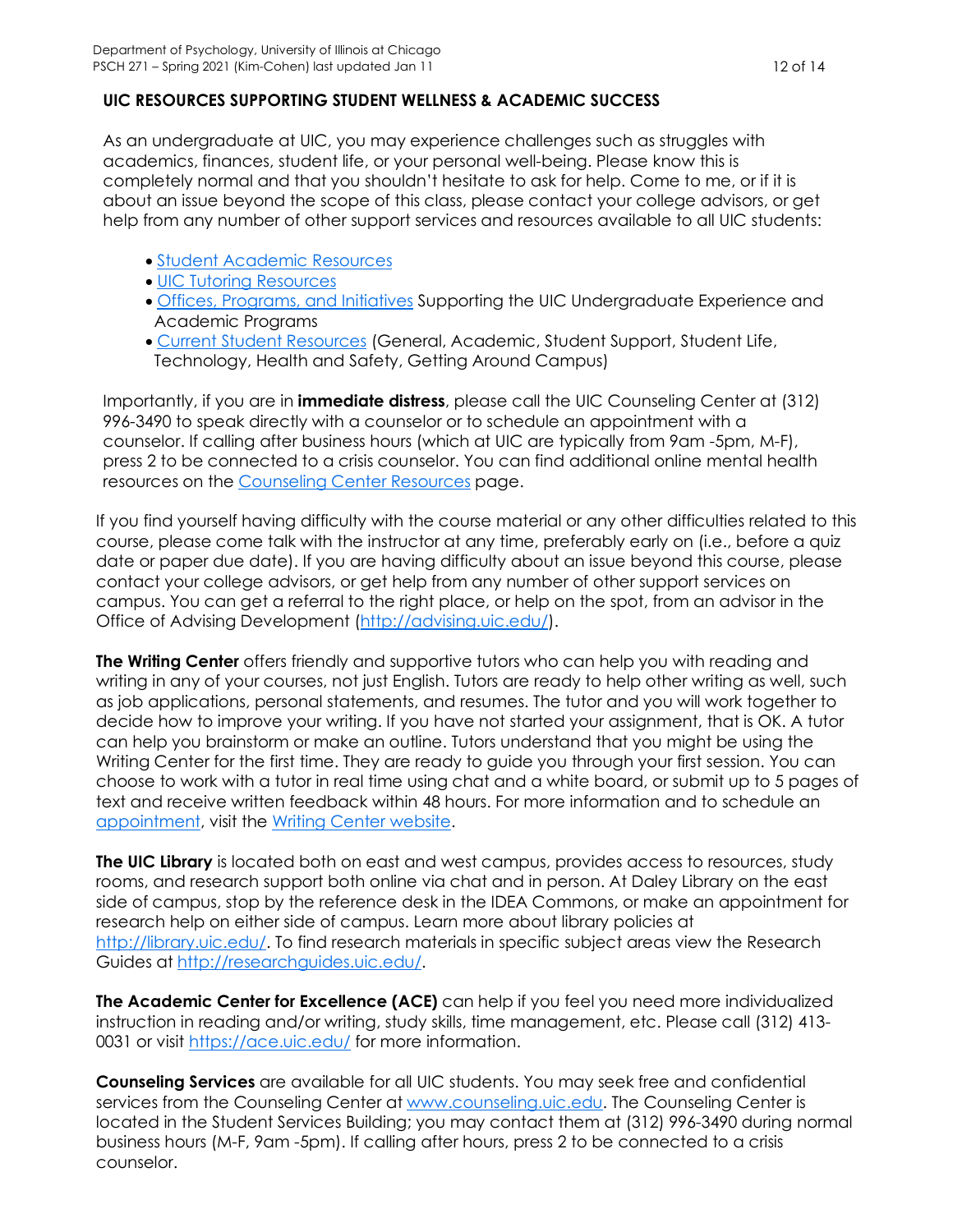## UIC RESOURCES SUPPORTING STUDENT WELLNESS & ACADEMIC SUCCESS

As an undergraduate at UIC, you may experience challenges such as struggles with academics, finances, student life, or your personal well-being. Please know this is completely normal and that you shouldn't hesitate to ask for help. Come to me, or if it is about an issue beyond the scope of this class, please contact your college advisors, or get help from any number of other support services and resources available to all UIC students:

- Student Academic Resources
- UIC Tutoring Resources
- Offices, Programs, and Initiatives Supporting the UIC Undergraduate Experience and Academic Programs
- Current Student Resources (General, Academic, Student Support, Student Life, Technology, Health and Safety, Getting Around Campus)

Importantly, if you are in **immediate distress**, please call the UIC Counseling Center at (312) 996-3490 to speak directly with a counselor or to schedule an appointment with a counselor. If calling after business hours (which at UIC are typically from 9am -5pm, M-F), press 2 to be connected to a crisis counselor. You can find additional online mental health resources on the Counseling Center Resources page.

If you find yourself having difficulty with the course material or any other difficulties related to this course, please come talk with the instructor at any time, preferably early on (i.e., before a quiz date or paper due date). If you are having difficulty about an issue beyond this course, please contact your college advisors, or get help from any number of other support services on campus. You can get a referral to the right place, or help on the spot, from an advisor in the Office of Advising Development (http://advising.uic.edu/).

**The Writing Center** offers friendly and supportive tutors who can help you with reading and writing in any of your courses, not just English. Tutors are ready to help other writing as well, such as job applications, personal statements, and resumes. The tutor and you will work together to decide how to improve your writing. If you have not started your assignment, that is OK. A tutor can help you brainstorm or make an outline. Tutors understand that you might be using the Writing Center for the first time. They are ready to guide you through your first session. You can choose to work with a tutor in real time using chat and a white board, or submit up to 5 pages of text and receive written feedback within 48 hours. For more information and to schedule an appointment, visit the Writing Center website.

**The UIC Library** is located both on east and west campus, provides access to resources, study rooms, and research support both online via chat and in person. At Daley Library on the east side of campus, stop by the reference desk in the IDEA Commons, or make an appointment for research help on either side of campus. Learn more about library policies at http://library.uic.edu/. To find research materials in specific subject areas view the Research Guides at http://researchguides.uic.edu/.

**The Academic Center for Excellence (ACE)** can help if you feel you need more individualized instruction in reading and/or writing, study skills, time management, etc. Please call (312) 413-0031 or visit https://ace.uic.edu/ for more information.

**Counseling Services** are available for all UIC students. You may seek free and confidential services from the Counseling Center at www.counseling.uic.edu. The Counseling Center is located in the Student Services Building; you may contact them at (312) 996-3490 during normal business hours (M-F, 9am -5pm). If calling after hours, press 2 to be connected to a crisis counselor.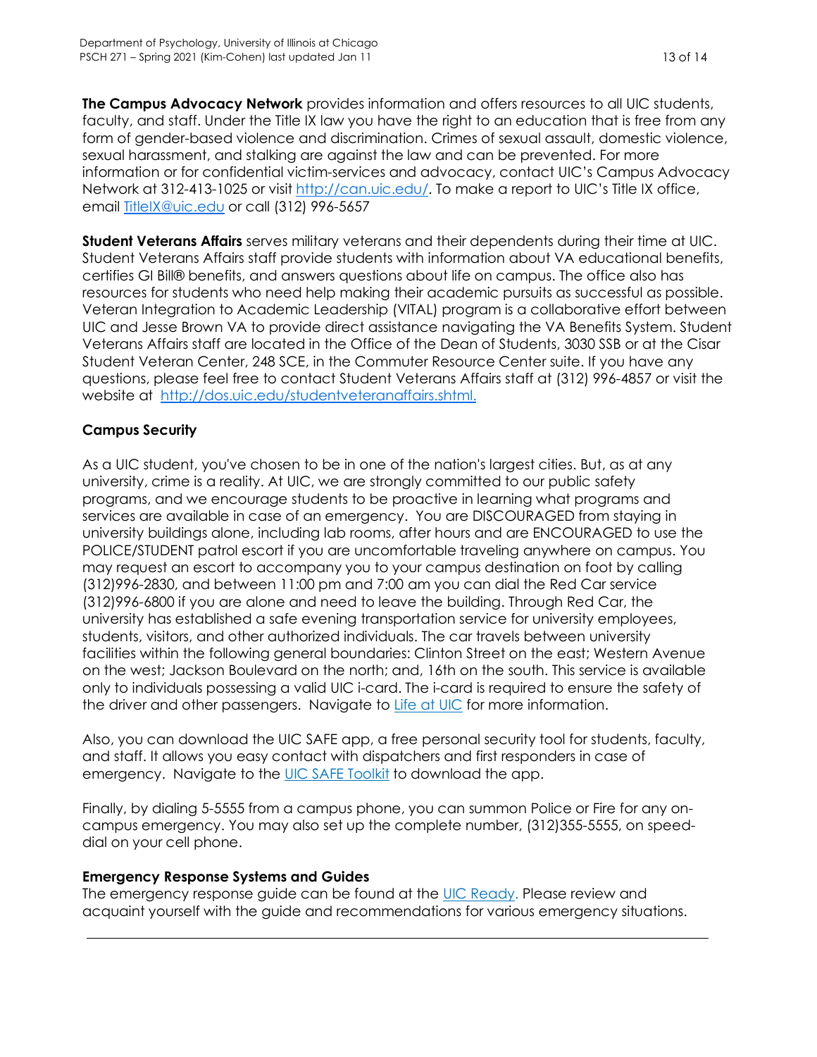**The Campus Advocacy Network** provides information and offers resources to all UIC students, faculty, and staff. Under the Title IX law you have the right to an education that is free from any form of gender-based violence and discrimination. Crimes of sexual assault, domestic violence, sexual harassment, and stalking are against the law and can be prevented. For more information or for confidential victim-services and advocacy, contact UIC's Campus Advocacy Network at 312-413-1025 or visit [http://can.uic.edu/](http://can.uic.edu/). To make a report to UIC's Title IX office, email [TitleIX@uic.edu](mailto:TitleIX@uic.edu) or call (312) 996-5657

**Student Veterans Affairs** serves military veterans and their dependents during their time at UIC. Student Veterans Affairs staff provide students with information about VA educational benefits, certifies GI Bill® benefits, and answers questions about life on campus. The office also has resources for students who need help making their academic pursuits as successful as possible. Veteran Integration to Academic Leadership (VITAL) program is a collaborative effort between UIC and Jesse Brown VA to provide direct assistance navigating the VA Benefits System. Student Veterans Affairs staff are located in the Office of the Dean of Students, 3030 SSB or at the Cisar Student Veteran Center, 248 SCE, in the Commuter Resource Center suite. If you have any questions, please feel free to contact Student Veterans Affairs staff at (312) 996-4857 or visit the website at [http://dos.uic.edu/studentveteranaffairs.shtml.](http://dos.uic.edu/studentveteranaffairs.shtml)

**Campus Security**

As a UIC student, you've chosen to be in one of the nation's largest cities. But, as at any university, crime is a reality. At UIC, we are strongly committed to our public safety programs, and we encourage students to be proactive in learning what programs and services are available in case of an emergency. You are DISCOURAGED from staying in university buildings alone, including lab rooms, after hours and are ENCOURAGED to use the POLICE/STUDENT patrol escort if you are uncomfortable traveling anywhere on campus. You may request an escort to accompany you to your campus destination on foot by calling (312)996-2830, and between 11:00 pm and 7:00 am you can dial the Red Car service (312)996-6800 if you are alone and need to leave the building. Through Red Car, the university has established a safe evening transportation service for university employees, students, visitors, and other authorized individuals. The car travels between university facilities within the following general boundaries: Clinton Street on the east; Western Avenue on the west; Jackson Boulevard on the north; and, 16th on the south. This service is available only to individuals possessing a valid UIC i-card. The i-card is required to ensure the safety of the driver and other passengers. Navigate to Life at UIC for more information.

Also, you can download the UIC SAFE app, a free personal security tool for students, faculty, and staff. It allows you easy contact with dispatchers and first responders in case of emergency. Navigate to the UIC SAFE Toolkit to download the app.

Finally, by dialing 5-5555 from a campus phone, you can summon Police or Fire for any on-campus emergency. You may also set up the complete number, (312)355-5555, on speed-dial on your cell phone.

**Emergency Response Systems and Guides**

The emergency response guide can be found at the UIC Ready. Please review and acquaint yourself with the guide and recommendations for various emergency situations.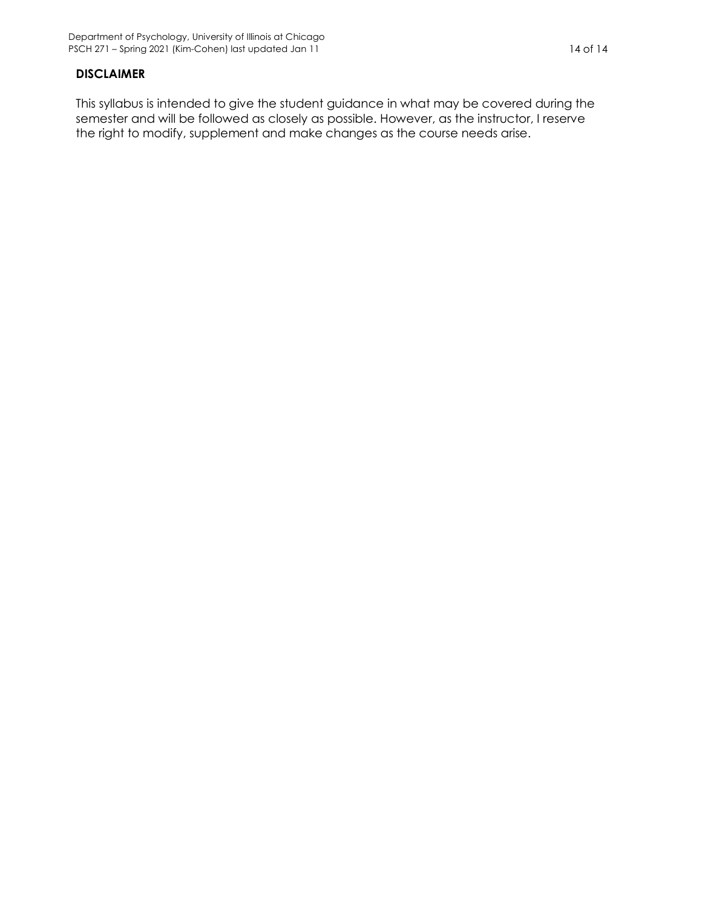**DISCLAIMER**

This syllabus is intended to give the student guidance in what may be covered during the semester and will be followed as closely as possible. However, as the instructor, I reserve the right to modify, supplement and make changes as the course needs arise.